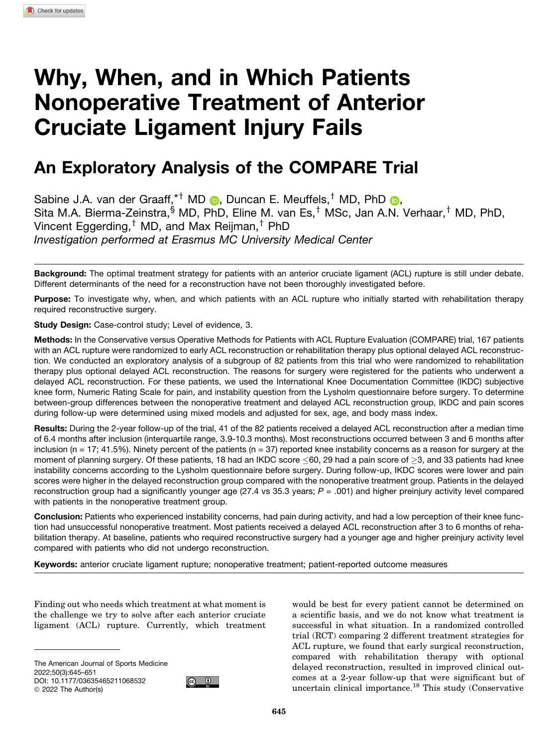# Why, When, and in Which Patients Nonoperative Treatment of Anterior Cruciate Ligament Injury Fails

## An Exploratory Analysis of the COMPARE Trial

Sabine J.A. van der Graaff,[*†] MD, Duncan E. Meuffels,[†] MD, PhD, Sita M.A. Bierma-Zeinstra,[§] MD, PhD, Eline M. van Es,[†] MSc, Jan A.N. Verhaar,[†] MD, PhD, Vincent Eggerding,[†] MD, and Max Reijman,[†] PhD

*Investigation performed at Erasmus MC University Medical Center*

**Background:** The optimal treatment strategy for patients with an anterior cruciate ligament (ACL) rupture is still under debate. Different determinants of the need for a reconstruction have not been thoroughly investigated before.

**Purpose:** To investigate why, when, and which patients with an ACL rupture who initially started with rehabilitation therapy required reconstructive surgery.

**Study Design:** Case-control study; Level of evidence, 3.

**Methods:** In the Conservative versus Operative Methods for Patients with ACL Rupture Evaluation (COMPARE) trial, 167 patients with an ACL rupture were randomized to early ACL reconstruction or rehabilitation therapy plus optional delayed ACL reconstruction. We conducted an exploratory analysis of a subgroup of 82 patients from this trial who were randomized to rehabilitation therapy plus optional delayed ACL reconstruction. The reasons for surgery were registered for the patients who underwent a delayed ACL reconstruction. For these patients, we used the International Knee Documentation Committee (IKDC) subjective knee form, Numeric Rating Scale for pain, and instability question from the Lysholm questionnaire before surgery. To determine between-group differences between the nonoperative treatment and delayed ACL reconstruction group, IKDC and pain scores during follow-up were determined using mixed models and adjusted for sex, age, and body mass index.

**Results:** During the 2-year follow-up of the trial, 41 of the 82 patients received a delayed ACL reconstruction after a median time of 6.4 months after inclusion (interquartile range, 3.9-10.3 months). Most reconstructions occurred between 3 and 6 months after inclusion (n = 17; 41.5%). Ninety percent of the patients (n = 37) reported knee instability concerns as a reason for surgery at the moment of planning surgery. Of these patients, 18 had an IKDC score ≤60, 29 had a pain score of ≥3, and 33 patients had knee instability concerns according to the Lysholm questionnaire before surgery. During follow-up, IKDC scores were lower and pain scores were higher in the delayed reconstruction group compared with the nonoperative treatment group. Patients in the delayed reconstruction group had a significantly younger age (27.4 vs 35.3 years; $P$ = .001) and higher preinjury activity level compared with patients in the nonoperative treatment group.

**Conclusion:** Patients who experienced instability concerns, had pain during activity, and had a low perception of their knee function had unsuccessful nonoperative treatment. Most patients received a delayed ACL reconstruction after 3 to 6 months of rehabilitation therapy. At baseline, patients who required reconstructive surgery had a younger age and higher preinjury activity level compared with patients who did not undergo reconstruction.

**Keywords:** anterior cruciate ligament rupture; nonoperative treatment; patient-reported outcome measures

Finding out who needs which treatment at what moment is the challenge we try to solve after each anterior cruciate ligament (ACL) rupture. Currently, which treatment would be best for every patient cannot be determined on a scientific basis, and we do not know what treatment is successful in what situation. In a randomized controlled trial (RCT) comparing 2 different treatment strategies for ACL rupture, we found that early surgical reconstruction, compared with rehabilitation therapy with optional delayed reconstruction, resulted in improved clinical outcomes at a 2-year follow-up that were significant but of uncertain clinical importance.[18] This study (Conservative

The American Journal of Sports Medicine
2022;50(3):645–651
DOI: 10.1177/03635465211068532
© 2022 The Author(s)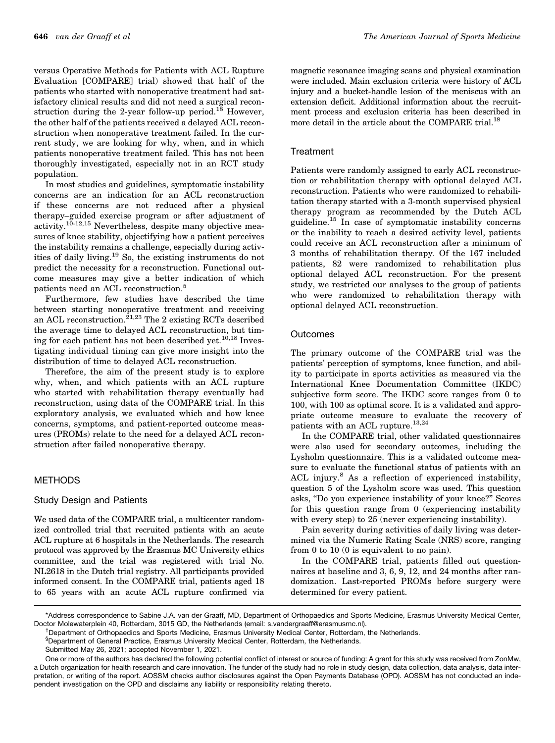versus Operative Methods for Patients with ACL Rupture Evaluation [COMPARE] trial) showed that half of the patients who started with nonoperative treatment had satisfactory clinical results and did not need a surgical reconstruction during the 2-year follow-up period.[18] However, the other half of the patients received a delayed ACL reconstruction when nonoperative treatment failed. In the current study, we are looking for why, when, and in which patients nonoperative treatment failed. This has not been thoroughly investigated, especially not in an RCT study population.

In most studies and guidelines, symptomatic instability concerns are an indication for an ACL reconstruction if these concerns are not reduced after a physical therapy–guided exercise program or after adjustment of activity.[10-12,15] Nevertheless, despite many objective measures of knee stability, objectifying how a patient perceives the instability remains a challenge, especially during activities of daily living.[19] So, the existing instruments do not predict the necessity for a reconstruction. Functional outcome measures may give a better indication of which patients need an ACL reconstruction.[5]

Furthermore, few studies have described the time between starting nonoperative treatment and receiving an ACL reconstruction.[21,23] The 2 existing RCTs described the average time to delayed ACL reconstruction, but timing for each patient has not been described yet.[10,18] Investigating individual timing can give more insight into the distribution of time to delayed ACL reconstruction.

Therefore, the aim of the present study is to explore why, when, and which patients with an ACL rupture who started with rehabilitation therapy eventually had reconstruction, using data of the COMPARE trial. In this exploratory analysis, we evaluated which and how knee concerns, symptoms, and patient-reported outcome measures (PROMs) relate to the need for a delayed ACL reconstruction after failed nonoperative therapy.

## METHODS

### Study Design and Patients

We used data of the COMPARE trial, a multicenter randomized controlled trial that recruited patients with an acute ACL rupture at 6 hospitals in the Netherlands. The research protocol was approved by the Erasmus MC University ethics committee, and the trial was registered with trial No. NL2618 in the Dutch trial registry. All participants provided informed consent. In the COMPARE trial, patients aged 18 to 65 years with an acute ACL rupture confirmed via magnetic resonance imaging scans and physical examination were included. Main exclusion criteria were history of ACL injury and a bucket-handle lesion of the meniscus with an extension deficit. Additional information about the recruitment process and exclusion criteria has been described in more detail in the article about the COMPARE trial.[18]

### Treatment

Patients were randomly assigned to early ACL reconstruction or rehabilitation therapy with optional delayed ACL reconstruction. Patients who were randomized to rehabilitation therapy started with a 3-month supervised physical therapy program as recommended by the Dutch ACL guideline.[15] In case of symptomatic instability concerns or the inability to reach a desired activity level, patients could receive an ACL reconstruction after a minimum of 3 months of rehabilitation therapy. Of the 167 included patients, 82 were randomized to rehabilitation plus optional delayed ACL reconstruction. For the present study, we restricted our analyses to the group of patients who were randomized to rehabilitation therapy with optional delayed ACL reconstruction.

### Outcomes

The primary outcome of the COMPARE trial was the patients' perception of symptoms, knee function, and ability to participate in sports activities as measured via the International Knee Documentation Committee (IKDC) subjective form score. The IKDC score ranges from 0 to 100, with 100 as optimal score. It is a validated and appropriate outcome measure to evaluate the recovery of patients with an ACL rupture.[13,24]

In the COMPARE trial, other validated questionnaires were also used for secondary outcomes, including the Lysholm questionnaire. This is a validated outcome measure to evaluate the functional status of patients with an ACL injury.[8] As a reflection of experienced instability, question 5 of the Lysholm score was used. This question asks, "Do you experience instability of your knee?" Scores for this question range from 0 (experiencing instability with every step) to 25 (never experiencing instability).

Pain severity during activities of daily living was determined via the Numeric Rating Scale (NRS) score, ranging from 0 to 10 (0 is equivalent to no pain).

In the COMPARE trial, patients filled out questionnaires at baseline and 3, 6, 9, 12, and 24 months after randomization. Last-reported PROMs before surgery were determined for every patient.

---

*Address correspondence to Sabine J.A. van der Graaff, MD, Department of Orthopaedics and Sports Medicine, Erasmus University Medical Center, Doctor Molewaterplein 40, Rotterdam, 3015 GD, the Netherlands (email: s.vandergraaff@erasmusmc.nl).

†Department of Orthopaedics and Sports Medicine, Erasmus University Medical Center, Rotterdam, the Netherlands.

§Department of General Practice, Erasmus University Medical Center, Rotterdam, the Netherlands.

Submitted May 26, 2021; accepted November 1, 2021.

One or more of the authors has declared the following potential conflict of interest or source of funding: A grant for this study was received from ZonMw, a Dutch organization for health research and care innovation. The funder of the study had no role in study design, data collection, data analysis, data interpretation, or writing of the report. AOSSM checks author disclosures against the Open Payments Database (OPD). AOSSM has not conducted an independent investigation on the OPD and disclaims any liability or responsibility relating thereto.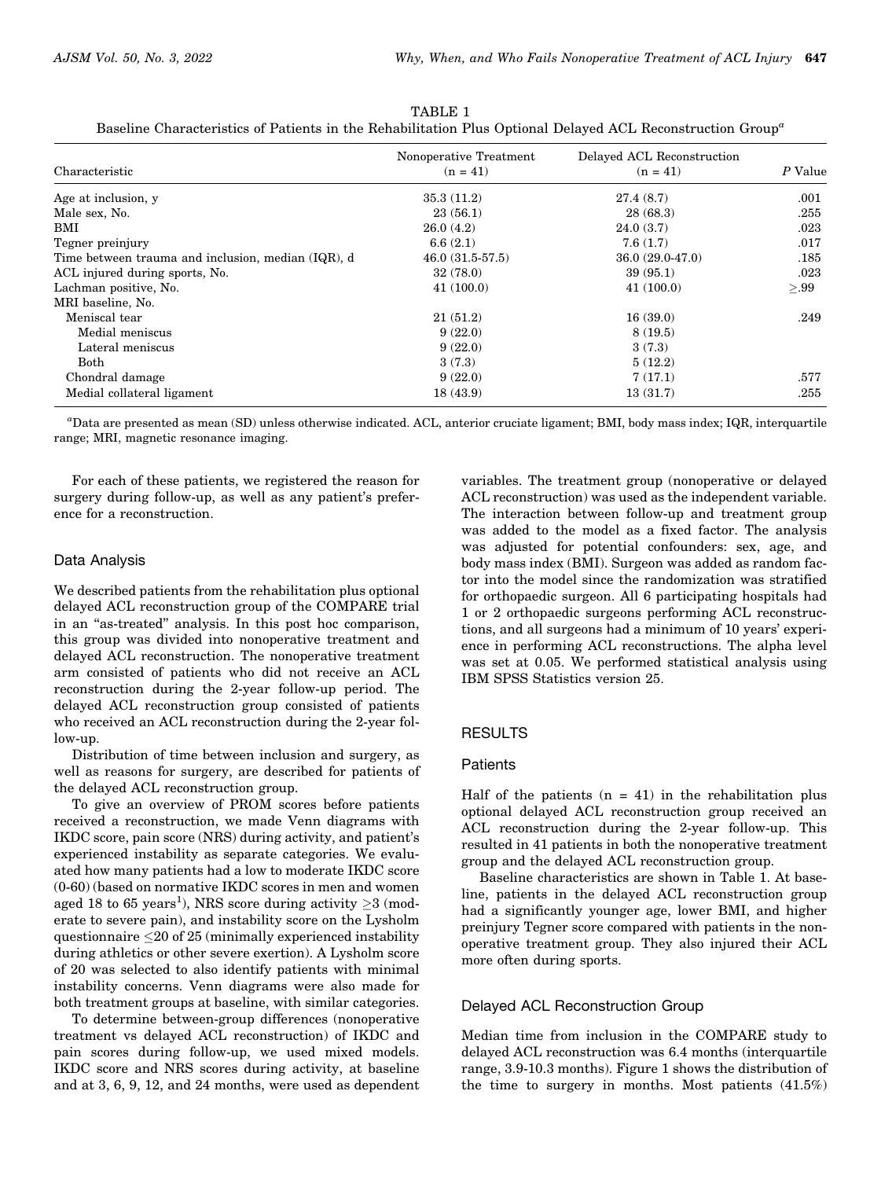TABLE 1
Baseline Characteristics of Patients in the Rehabilitation Plus Optional Delayed ACL Reconstruction Group[a]

| Characteristic | Nonoperative Treatment (n = 41) | Delayed ACL Reconstruction (n = 41) | P Value |
|---|---|---|---|
| Age at inclusion, y | 35.3 (11.2) | 27.4 (8.7) | .001 |
| Male sex, No. | 23 (56.1) | 28 (68.3) | .255 |
| BMI | 26.0 (4.2) | 24.0 (3.7) | .023 |
| Tegner preinjury | 6.6 (2.1) | 7.6 (1.7) | .017 |
| Time between trauma and inclusion, median (IQR), d | 46.0 (31.5-57.5) | 36.0 (29.0-47.0) | .185 |
| ACL injured during sports, No. | 32 (78.0) | 39 (95.1) | .023 |
| Lachman positive, No. | 41 (100.0) | 41 (100.0) | ≥.99 |
| MRI baseline, No. | | | |
| Meniscal tear | 21 (51.2) | 16 (39.0) | .249 |
| Medial meniscus | 9 (22.0) | 8 (19.5) | |
| Lateral meniscus | 9 (22.0) | 3 (7.3) | |
| Both | 3 (7.3) | 5 (12.2) | |
| Chondral damage | 9 (22.0) | 7 (17.1) | .577 |
| Medial collateral ligament | 18 (43.9) | 13 (31.7) | .255 |

[a]Data are presented as mean (SD) unless otherwise indicated. ACL, anterior cruciate ligament; BMI, body mass index; IQR, interquartile range; MRI, magnetic resonance imaging.

For each of these patients, we registered the reason for surgery during follow-up, as well as any patient's preference for a reconstruction.

## Data Analysis

We described patients from the rehabilitation plus optional delayed ACL reconstruction group of the COMPARE trial in an "as-treated" analysis. In this post hoc comparison, this group was divided into nonoperative treatment and delayed ACL reconstruction. The nonoperative treatment arm consisted of patients who did not receive an ACL reconstruction during the 2-year follow-up period. The delayed ACL reconstruction group consisted of patients who received an ACL reconstruction during the 2-year follow-up.

Distribution of time between inclusion and surgery, as well as reasons for surgery, are described for patients of the delayed ACL reconstruction group.

To give an overview of PROM scores before patients received a reconstruction, we made Venn diagrams with IKDC score, pain score (NRS) during activity, and patient's experienced instability as separate categories. We evaluated how many patients had a low to moderate IKDC score (0-60) (based on normative IKDC scores in men and women aged 18 to 65 years[1]), NRS score during activity ≥3 (moderate to severe pain), and instability score on the Lysholm questionnaire ≤20 of 25 (minimally experienced instability during athletics or other severe exertion). A Lysholm score of 20 was selected to also identify patients with minimal instability concerns. Venn diagrams were also made for both treatment groups at baseline, with similar categories.

To determine between-group differences (nonoperative treatment vs delayed ACL reconstruction) of IKDC and pain scores during follow-up, we used mixed models. IKDC score and NRS scores during activity, at baseline and at 3, 6, 9, 12, and 24 months, were used as dependent variables. The treatment group (nonoperative or delayed ACL reconstruction) was used as the independent variable. The interaction between follow-up and treatment group was added to the model as a fixed factor. The analysis was adjusted for potential confounders: sex, age, and body mass index (BMI). Surgeon was added as random factor into the model since the randomization was stratified for orthopaedic surgeon. All 6 participating hospitals had 1 or 2 orthopaedic surgeons performing ACL reconstructions, and all surgeons had a minimum of 10 years' experience in performing ACL reconstructions. The alpha level was set at 0.05. We performed statistical analysis using IBM SPSS Statistics version 25.

# RESULTS

## Patients

Half of the patients (n = 41) in the rehabilitation plus optional delayed ACL reconstruction group received an ACL reconstruction during the 2-year follow-up. This resulted in 41 patients in both the nonoperative treatment group and the delayed ACL reconstruction group.

Baseline characteristics are shown in Table 1. At baseline, patients in the delayed ACL reconstruction group had a significantly younger age, lower BMI, and higher preinjury Tegner score compared with patients in the nonoperative treatment group. They also injured their ACL more often during sports.

## Delayed ACL Reconstruction Group

Median time from inclusion in the COMPARE study to delayed ACL reconstruction was 6.4 months (interquartile range, 3.9-10.3 months). Figure 1 shows the distribution of the time to surgery in months. Most patients (41.5%)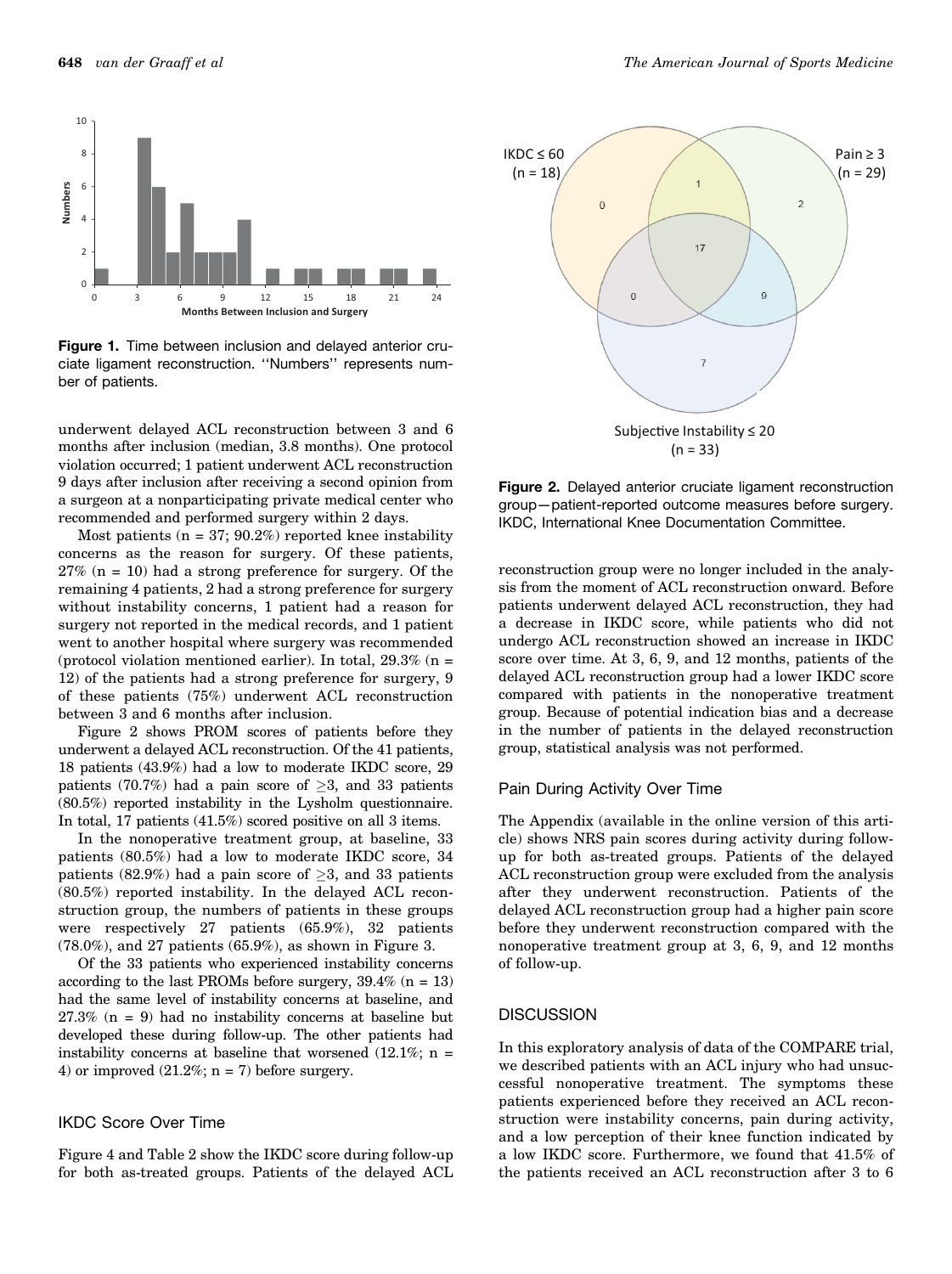**Figure 1.** Time between inclusion and delayed anterior cruciate ligament reconstruction. ''Numbers'' represents number of patients.

underwent delayed ACL reconstruction between 3 and 6 months after inclusion (median, 3.8 months). One protocol violation occurred; 1 patient underwent ACL reconstruction 9 days after inclusion after receiving a second opinion from a surgeon at a nonparticipating private medical center who recommended and performed surgery within 2 days.

Most patients (n = 37; 90.2%) reported knee instability concerns as the reason for surgery. Of these patients, 27% (n = 10) had a strong preference for surgery. Of the remaining 4 patients, 2 had a strong preference for surgery without instability concerns, 1 patient had a reason for surgery not reported in the medical records, and 1 patient went to another hospital where surgery was recommended (protocol violation mentioned earlier). In total, 29.3% (n = 12) of the patients had a strong preference for surgery, 9 of these patients (75%) underwent ACL reconstruction between 3 and 6 months after inclusion.

Figure 2 shows PROM scores of patients before they underwent a delayed ACL reconstruction. Of the 41 patients, 18 patients (43.9%) had a low to moderate IKDC score, 29 patients (70.7%) had a pain score of ≥3, and 33 patients (80.5%) reported instability in the Lysholm questionnaire. In total, 17 patients (41.5%) scored positive on all 3 items.

In the nonoperative treatment group, at baseline, 33 patients (80.5%) had a low to moderate IKDC score, 34 patients (82.9%) had a pain score of ≥3, and 33 patients (80.5%) reported instability. In the delayed ACL reconstruction group, the numbers of patients in these groups were respectively 27 patients (65.9%), 32 patients (78.0%), and 27 patients (65.9%), as shown in Figure 3.

Of the 33 patients who experienced instability concerns according to the last PROMs before surgery, 39.4% (n = 13) had the same level of instability concerns at baseline, and 27.3% (n = 9) had no instability concerns at baseline but developed these during follow-up. The other patients had instability concerns at baseline that worsened (12.1%; n = 4) or improved (21.2%; n = 7) before surgery.

### IKDC Score Over Time

Figure 4 and Table 2 show the IKDC score during follow-up for both as-treated groups. Patients of the delayed ACL reconstruction group were no longer included in the analysis from the moment of ACL reconstruction onward. Before patients underwent delayed ACL reconstruction, they had a decrease in IKDC score, while patients who did not undergo ACL reconstruction showed an increase in IKDC score over time. At 3, 6, 9, and 12 months, patients of the delayed ACL reconstruction group had a lower IKDC score compared with patients in the nonoperative treatment group. Because of potential indication bias and a decrease in the number of patients in the delayed reconstruction group, statistical analysis was not performed.

**Figure 2.** Delayed anterior cruciate ligament reconstruction group—patient-reported outcome measures before surgery. IKDC, International Knee Documentation Committee.

### Pain During Activity Over Time

The Appendix (available in the online version of this article) shows NRS pain scores during activity during follow-up for both as-treated groups. Patients of the delayed ACL reconstruction group were excluded from the analysis after they underwent reconstruction. Patients of the delayed ACL reconstruction group had a higher pain score before they underwent reconstruction compared with the nonoperative treatment group at 3, 6, 9, and 12 months of follow-up.

## DISCUSSION

In this exploratory analysis of data of the COMPARE trial, we described patients with an ACL injury who had unsuccessful nonoperative treatment. The symptoms these patients experienced before they received an ACL reconstruction were instability concerns, pain during activity, and a low perception of their knee function indicated by a low IKDC score. Furthermore, we found that 41.5% of the patients received an ACL reconstruction after 3 to 6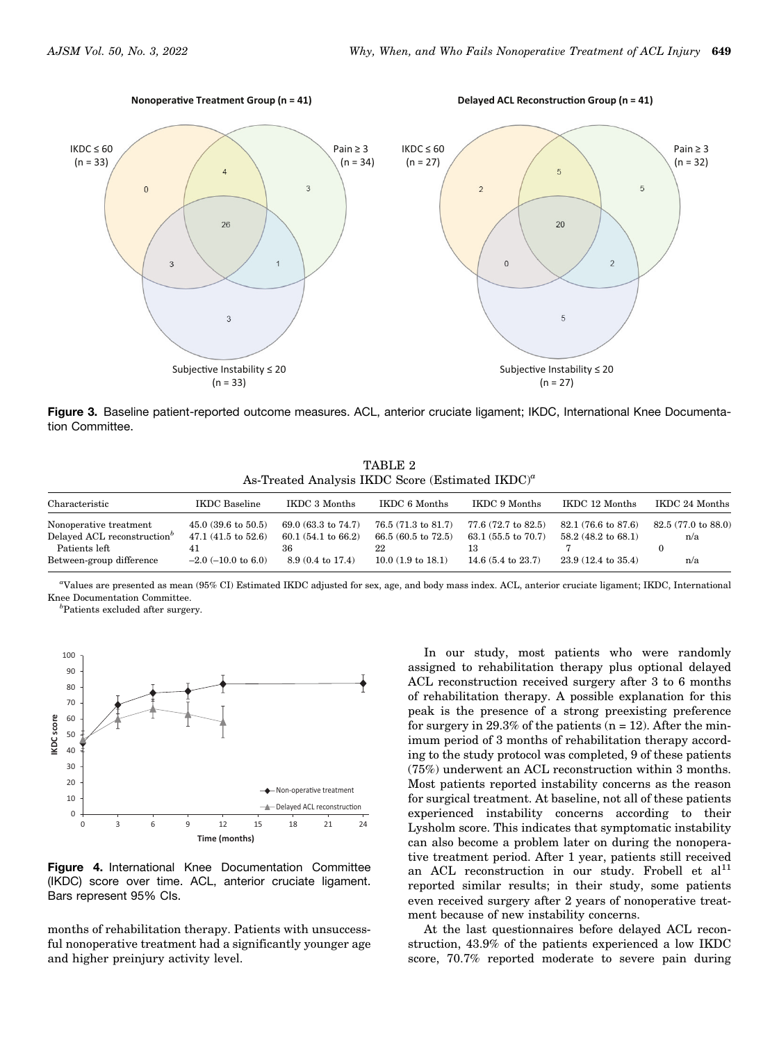**Figure 3.** Baseline patient-reported outcome measures. ACL, anterior cruciate ligament; IKDC, International Knee Documentation Committee.

TABLE 2
As-Treated Analysis IKDC Score (Estimated IKDC)[a]

| Characteristic | IKDC Baseline | IKDC 3 Months | IKDC 6 Months | IKDC 9 Months | IKDC 12 Months | IKDC 24 Months |
|---|---|---|---|---|---|---|
| Nonoperative treatment | 45.0 (39.6 to 50.5) | 69.0 (63.3 to 74.7) | 76.5 (71.3 to 81.7) | 77.6 (72.7 to 82.5) | 82.1 (76.6 to 87.6) | 82.5 (77.0 to 88.0) |
| Delayed ACL reconstruction[b] | 47.1 (41.5 to 52.6) | 60.1 (54.1 to 66.2) | 66.5 (60.5 to 72.5) | 63.1 (55.5 to 70.7) | 58.2 (48.2 to 68.1) | n/a |
| Patients left | 41 | 36 | 22 | 13 | 7 | 0 |
| Between-group difference | −2.0 (−10.0 to 6.0) | 8.9 (0.4 to 17.4) | 10.0 (1.9 to 18.1) | 14.6 (5.4 to 23.7) | 23.9 (12.4 to 35.4) | n/a |

[a]Values are presented as mean (95% CI) Estimated IKDC adjusted for sex, age, and body mass index. ACL, anterior cruciate ligament; IKDC, International Knee Documentation Committee.
[b]Patients excluded after surgery.

**Figure 4.** International Knee Documentation Committee (IKDC) score over time. ACL, anterior cruciate ligament. Bars represent 95% CIs.

months of rehabilitation therapy. Patients with unsuccessful nonoperative treatment had a significantly younger age and higher preinjury activity level.

In our study, most patients who were randomly assigned to rehabilitation therapy plus optional delayed ACL reconstruction received surgery after 3 to 6 months of rehabilitation therapy. A possible explanation for this peak is the presence of a strong preexisting preference for surgery in 29.3% of the patients (n = 12). After the minimum period of 3 months of rehabilitation therapy according to the study protocol was completed, 9 of these patients (75%) underwent an ACL reconstruction within 3 months. Most patients reported instability concerns as the reason for surgical treatment. At baseline, not all of these patients experienced instability concerns according to their Lysholm score. This indicates that symptomatic instability can also become a problem later on during the nonoperative treatment period. After 1 year, patients still received an ACL reconstruction in our study. Frobell et al[11] reported similar results; in their study, some patients even received surgery after 2 years of nonoperative treatment because of new instability concerns.

At the last questionnaires before delayed ACL reconstruction, 43.9% of the patients experienced a low IKDC score, 70.7% reported moderate to severe pain during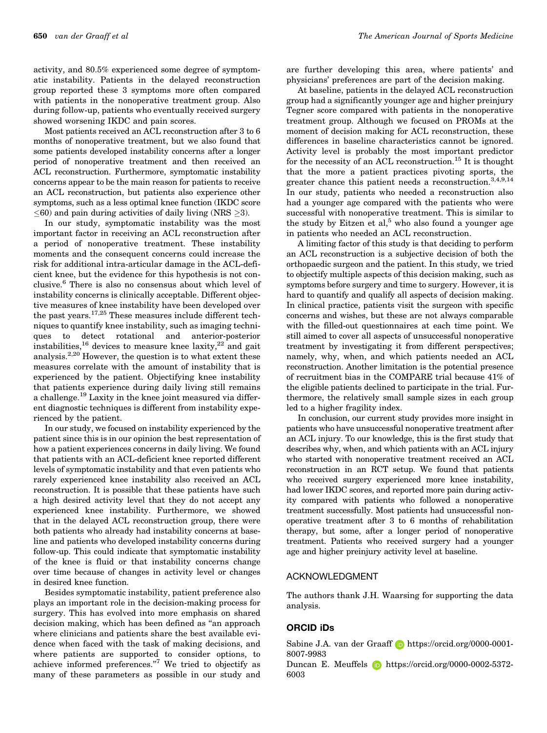activity, and 80.5% experienced some degree of symptomatic instability. Patients in the delayed reconstruction group reported these 3 symptoms more often compared with patients in the nonoperative treatment group. Also during follow-up, patients who eventually received surgery showed worsening IKDC and pain scores.

Most patients received an ACL reconstruction after 3 to 6 months of nonoperative treatment, but we also found that some patients developed instability concerns after a longer period of nonoperative treatment and then received an ACL reconstruction. Furthermore, symptomatic instability concerns appear to be the main reason for patients to receive an ACL reconstruction, but patients also experience other symptoms, such as a less optimal knee function (IKDC score $\leq$60) and pain during activities of daily living (NRS $\geq$3).

In our study, symptomatic instability was the most important factor in receiving an ACL reconstruction after a period of nonoperative treatment. These instability moments and the consequent concerns could increase the risk for additional intra-articular damage in the ACL-deficient knee, but the evidence for this hypothesis is not conclusive.[6] There is also no consensus about which level of instability concerns is clinically acceptable. Different objective measures of knee instability have been developed over the past years.[17,25] These measures include different techniques to quantify knee instability, such as imaging techniques to detect rotational and anterior-posterior instabilities,[16] devices to measure knee laxity,[22] and gait analysis.[2,20] However, the question is to what extent these measures correlate with the amount of instability that is experienced by the patient. Objectifying knee instability that patients experience during daily living still remains a challenge.[19] Laxity in the knee joint measured via different diagnostic techniques is different from instability experienced by the patient.

In our study, we focused on instability experienced by the patient since this is in our opinion the best representation of how a patient experiences concerns in daily living. We found that patients with an ACL-deficient knee reported different levels of symptomatic instability and that even patients who rarely experienced knee instability also received an ACL reconstruction. It is possible that these patients have such a high desired activity level that they do not accept any experienced knee instability. Furthermore, we showed that in the delayed ACL reconstruction group, there were both patients who already had instability concerns at baseline and patients who developed instability concerns during follow-up. This could indicate that symptomatic instability of the knee is fluid or that instability concerns change over time because of changes in activity level or changes in desired knee function.

Besides symptomatic instability, patient preference also plays an important role in the decision-making process for surgery. This has evolved into more emphasis on shared decision making, which has been defined as "an approach where clinicians and patients share the best available evidence when faced with the task of making decisions, and where patients are supported to consider options, to achieve informed preferences."[7] We tried to objectify as many of these parameters as possible in our study and are further developing this area, where patients' and physicians' preferences are part of the decision making.

At baseline, patients in the delayed ACL reconstruction group had a significantly younger age and higher preinjury Tegner score compared with patients in the nonoperative treatment group. Although we focused on PROMs at the moment of decision making for ACL reconstruction, these differences in baseline characteristics cannot be ignored. Activity level is probably the most important predictor for the necessity of an ACL reconstruction.[15] It is thought that the more a patient practices pivoting sports, the greater chance this patient needs a reconstruction.[3,4,9,14] In our study, patients who needed a reconstruction also had a younger age compared with the patients who were successful with nonoperative treatment. This is similar to the study by Eitzen et al,[5] who also found a younger age in patients who needed an ACL reconstruction.

A limiting factor of this study is that deciding to perform an ACL reconstruction is a subjective decision of both the orthopaedic surgeon and the patient. In this study, we tried to objectify multiple aspects of this decision making, such as symptoms before surgery and time to surgery. However, it is hard to quantify and qualify all aspects of decision making. In clinical practice, patients visit the surgeon with specific concerns and wishes, but these are not always comparable with the filled-out questionnaires at each time point. We still aimed to cover all aspects of unsuccessful nonoperative treatment by investigating it from different perspectives; namely, why, when, and which patients needed an ACL reconstruction. Another limitation is the potential presence of recruitment bias in the COMPARE trial because 41% of the eligible patients declined to participate in the trial. Furthermore, the relatively small sample sizes in each group led to a higher fragility index.

In conclusion, our current study provides more insight in patients who have unsuccessful nonoperative treatment after an ACL injury. To our knowledge, this is the first study that describes why, when, and which patients with an ACL injury who started with nonoperative treatment received an ACL reconstruction in an RCT setup. We found that patients who received surgery experienced more knee instability, had lower IKDC scores, and reported more pain during activity compared with patients who followed a nonoperative treatment successfully. Most patients had unsuccessful nonoperative treatment after 3 to 6 months of rehabilitation therapy, but some, after a longer period of nonoperative treatment. Patients who received surgery had a younger age and higher preinjury activity level at baseline.

## ACKNOWLEDGMENT

The authors thank J.H. Waarsing for supporting the data analysis.

## ORCID iDs

Sabine J.A. van der Graaff https://orcid.org/0000-0001-8007-9983

Duncan E. Meuffels https://orcid.org/0000-0002-5372-6003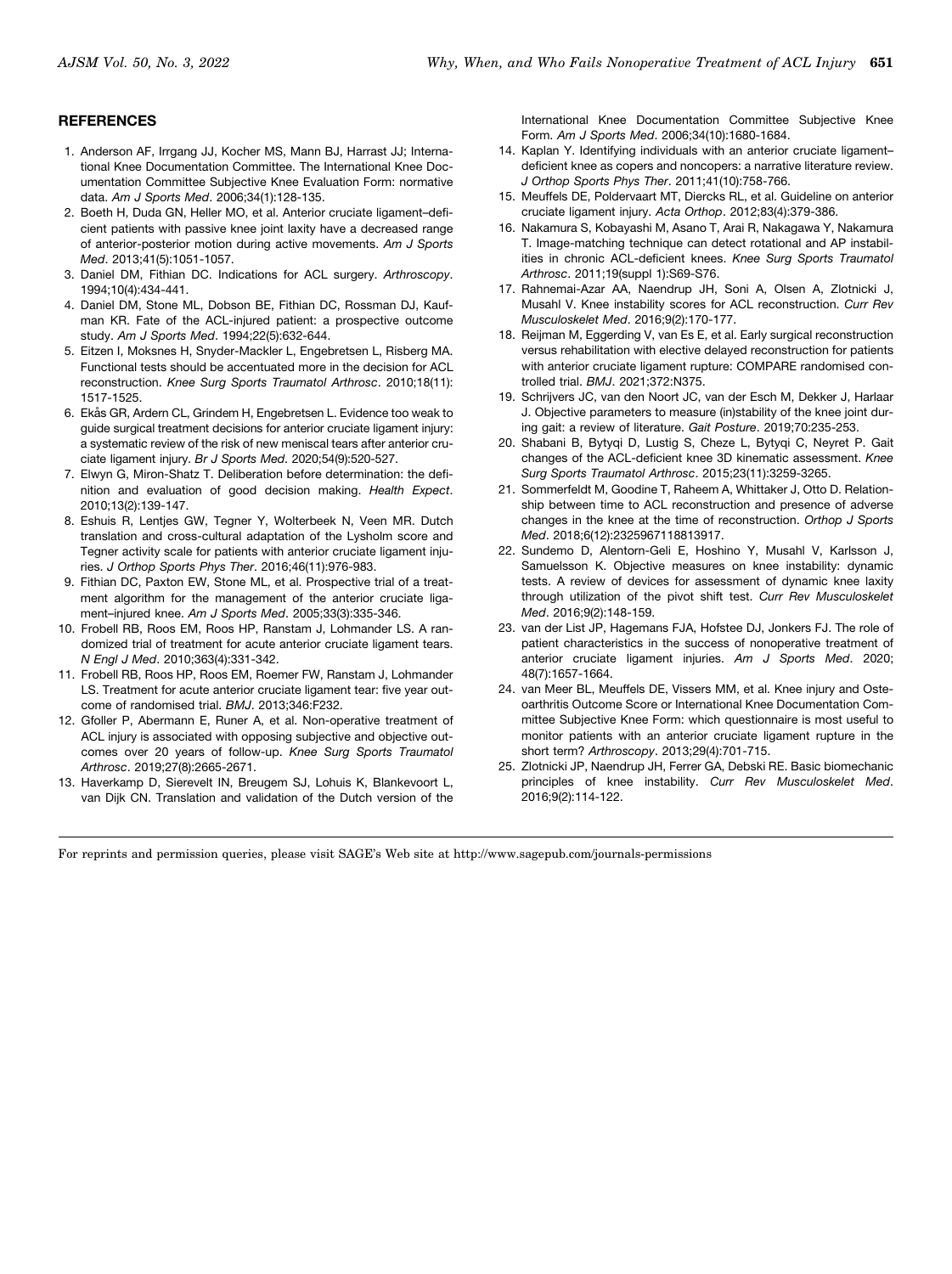## REFERENCES

1. Anderson AF, Irrgang JJ, Kocher MS, Mann BJ, Harrast JJ; International Knee Documentation Committee. The International Knee Documentation Committee Subjective Knee Evaluation Form: normative data. *Am J Sports Med*. 2006;34(1):128-135.
2. Boeth H, Duda GN, Heller MO, et al. Anterior cruciate ligament–deficient patients with passive knee joint laxity have a decreased range of anterior-posterior motion during active movements. *Am J Sports Med*. 2013;41(5):1051-1057.
3. Daniel DM, Fithian DC. Indications for ACL surgery. *Arthroscopy*. 1994;10(4):434-441.
4. Daniel DM, Stone ML, Dobson BE, Fithian DC, Rossman DJ, Kaufman KR. Fate of the ACL-injured patient: a prospective outcome study. *Am J Sports Med*. 1994;22(5):632-644.
5. Eitzen I, Moksnes H, Snyder-Mackler L, Engebretsen L, Risberg MA. Functional tests should be accentuated more in the decision for ACL reconstruction. *Knee Surg Sports Traumatol Arthrosc*. 2010;18(11):1517-1525.
6. Ekås GR, Ardern CL, Grindem H, Engebretsen L. Evidence too weak to guide surgical treatment decisions for anterior cruciate ligament injury: a systematic review of the risk of new meniscal tears after anterior cruciate ligament injury. *Br J Sports Med*. 2020;54(9):520-527.
7. Elwyn G, Miron-Shatz T. Deliberation before determination: the definition and evaluation of good decision making. *Health Expect*. 2010;13(2):139-147.
8. Eshuis R, Lentjes GW, Tegner Y, Wolterbeek N, Veen MR. Dutch translation and cross-cultural adaptation of the Lysholm score and Tegner activity scale for patients with anterior cruciate ligament injuries. *J Orthop Sports Phys Ther*. 2016;46(11):976-983.
9. Fithian DC, Paxton EW, Stone ML, et al. Prospective trial of a treatment algorithm for the management of the anterior cruciate ligament–injured knee. *Am J Sports Med*. 2005;33(3):335-346.
10. Frobell RB, Roos EM, Roos HP, Ranstam J, Lohmander LS. A randomized trial of treatment for acute anterior cruciate ligament tears. *N Engl J Med*. 2010;363(4):331-342.
11. Frobell RB, Roos HP, Roos EM, Roemer FW, Ranstam J, Lohmander LS. Treatment for acute anterior cruciate ligament tear: five year outcome of randomised trial. *BMJ*. 2013;346:F232.
12. Gfoller P, Abermann E, Runer A, et al. Non-operative treatment of ACL injury is associated with opposing subjective and objective outcomes over 20 years of follow-up. *Knee Surg Sports Traumatol Arthrosc*. 2019;27(8):2665-2671.
13. Haverkamp D, Sierevelt IN, Breugem SJ, Lohuis K, Blankevoort L, van Dijk CN. Translation and validation of the Dutch version of the International Knee Documentation Committee Subjective Knee Form. *Am J Sports Med*. 2006;34(10):1680-1684.
14. Kaplan Y. Identifying individuals with an anterior cruciate ligament–deficient knee as copers and noncopers: a narrative literature review. *J Orthop Sports Phys Ther*. 2011;41(10):758-766.
15. Meuffels DE, Poldervaart MT, Diercks RL, et al. Guideline on anterior cruciate ligament injury. *Acta Orthop*. 2012;83(4):379-386.
16. Nakamura S, Kobayashi M, Asano T, Arai R, Nakagawa Y, Nakamura T. Image-matching technique can detect rotational and AP instabilities in chronic ACL-deficient knees. *Knee Surg Sports Traumatol Arthrosc*. 2011;19(suppl 1):S69-S76.
17. Rahnemai-Azar AA, Naendrup JH, Soni A, Olsen A, Zlotnicki J, Musahl V. Knee instability scores for ACL reconstruction. *Curr Rev Musculoskelet Med*. 2016;9(2):170-177.
18. Reijman M, Eggerding V, van Es E, et al. Early surgical reconstruction versus rehabilitation with elective delayed reconstruction for patients with anterior cruciate ligament rupture: COMPARE randomised controlled trial. *BMJ*. 2021;372:N375.
19. Schrijvers JC, van den Noort JC, van der Esch M, Dekker J, Harlaar J. Objective parameters to measure (in)stability of the knee joint during gait: a review of literature. *Gait Posture*. 2019;70:235-253.
20. Shabani B, Bytyqi D, Lustig S, Cheze L, Bytyqi C, Neyret P. Gait changes of the ACL-deficient knee 3D kinematic assessment. *Knee Surg Sports Traumatol Arthrosc*. 2015;23(11):3259-3265.
21. Sommerfeldt M, Goodine T, Raheem A, Whittaker J, Otto D. Relationship between time to ACL reconstruction and presence of adverse changes in the knee at the time of reconstruction. *Orthop J Sports Med*. 2018;6(12):2325967118813917.
22. Sundemo D, Alentorn-Geli E, Hoshino Y, Musahl V, Karlsson J, Samuelsson K. Objective measures on knee instability: dynamic tests. A review of devices for assessment of dynamic knee laxity through utilization of the pivot shift test. *Curr Rev Musculoskelet Med*. 2016;9(2):148-159.
23. van der List JP, Hagemans FJA, Hofstee DJ, Jonkers FJ. The role of patient characteristics in the success of nonoperative treatment of anterior cruciate ligament injuries. *Am J Sports Med*. 2020;48(7):1657-1664.
24. van Meer BL, Meuffels DE, Vissers MM, et al. Knee injury and Osteoarthritis Outcome Score or International Knee Documentation Committee Subjective Knee Form: which questionnaire is most useful to monitor patients with an anterior cruciate ligament rupture in the short term? *Arthroscopy*. 2013;29(4):701-715.
25. Zlotnicki JP, Naendrup JH, Ferrer GA, Debski RE. Basic biomechanic principles of knee instability. *Curr Rev Musculoskelet Med*. 2016;9(2):114-122.

For reprints and permission queries, please visit SAGE's Web site at http://www.sagepub.com/journals-permissions